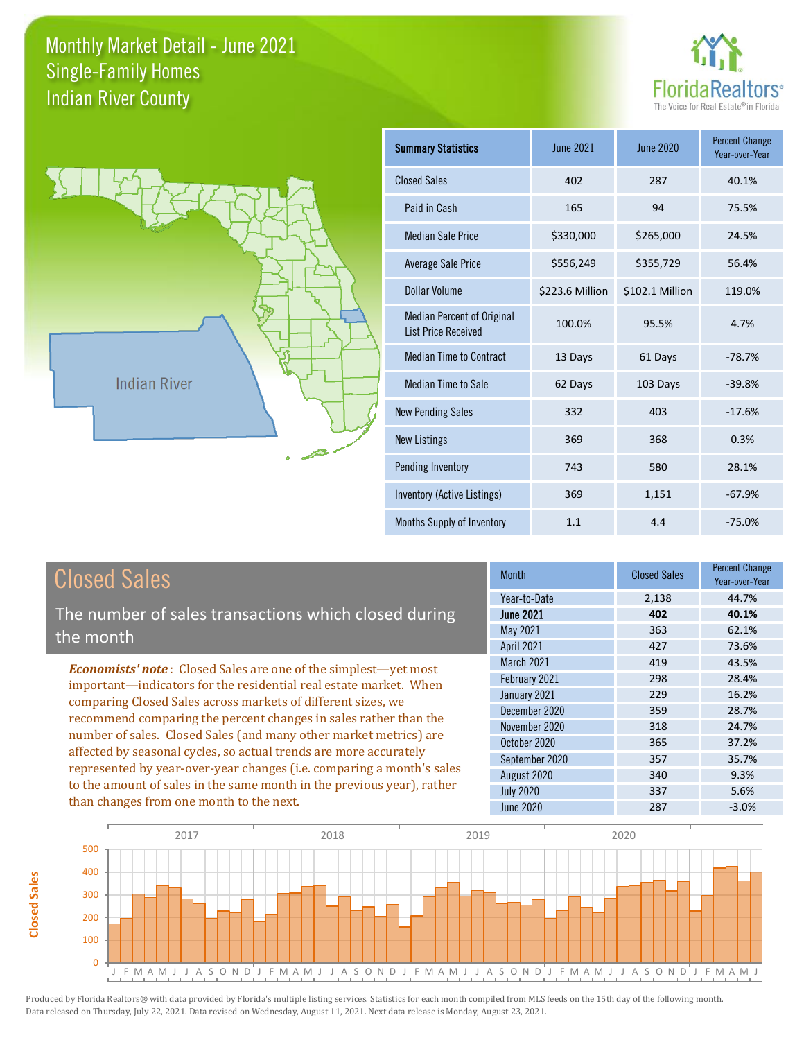# Monthly Market Detail - June 2021
## Single-Family Homes
## Indian River County

FloridaRealtors®
The Voice for Real Estate® in Florida

| Summary Statistics | June 2021 | June 2020 | Percent Change Year-over-Year |
|---|---|---|---|
| Closed Sales | 402 | 287 | 40.1% |
| Paid in Cash | 165 | 94 | 75.5% |
| Median Sale Price | $330,000 | $265,000 | 24.5% |
| Average Sale Price | $556,249 | $355,729 | 56.4% |
| Dollar Volume | $223.6 Million | $102.1 Million | 119.0% |
| Median Percent of Original List Price Received | 100.0% | 95.5% | 4.7% |
| Median Time to Contract | 13 Days | 61 Days | -78.7% |
| Median Time to Sale | 62 Days | 103 Days | -39.8% |
| New Pending Sales | 332 | 403 | -17.6% |
| New Listings | 369 | 368 | 0.3% |
| Pending Inventory | 743 | 580 | 28.1% |
| Inventory (Active Listings) | 369 | 1,151 | -67.9% |
| Months Supply of Inventory | 1.1 | 4.4 | -75.0% |

## Closed Sales

The number of sales transactions which closed during the month

***Economists' note***: Closed Sales are one of the simplest—yet most important—indicators for the residential real estate market. When comparing Closed Sales across markets of different sizes, we recommend comparing the percent changes in sales rather than the number of sales. Closed Sales (and many other market metrics) are affected by seasonal cycles, so actual trends are more accurately represented by year-over-year changes (i.e. comparing a month's sales to the amount of sales in the same month in the previous year), rather than changes from one month to the next.

| Month | Closed Sales | Percent Change Year-over-Year |
|---|---|---|
| Year-to-Date | 2,138 | 44.7% |
| **June 2021** | **402** | **40.1%** |
| May 2021 | 363 | 62.1% |
| April 2021 | 427 | 73.6% |
| March 2021 | 419 | 43.5% |
| February 2021 | 298 | 28.4% |
| January 2021 | 229 | 16.2% |
| December 2020 | 359 | 28.7% |
| November 2020 | 318 | 24.7% |
| October 2020 | 365 | 37.2% |
| September 2020 | 357 | 35.7% |
| August 2020 | 340 | 9.3% |
| July 2020 | 337 | 5.6% |
| June 2020 | 287 | -3.0% |

Produced by Florida Realtors® with data provided by Florida's multiple listing services. Statistics for each month compiled from MLS feeds on the 15th day of the following month. Data released on Thursday, July 22, 2021. Data revised on Wednesday, August 11, 2021. Next data release is Monday, August 23, 2021.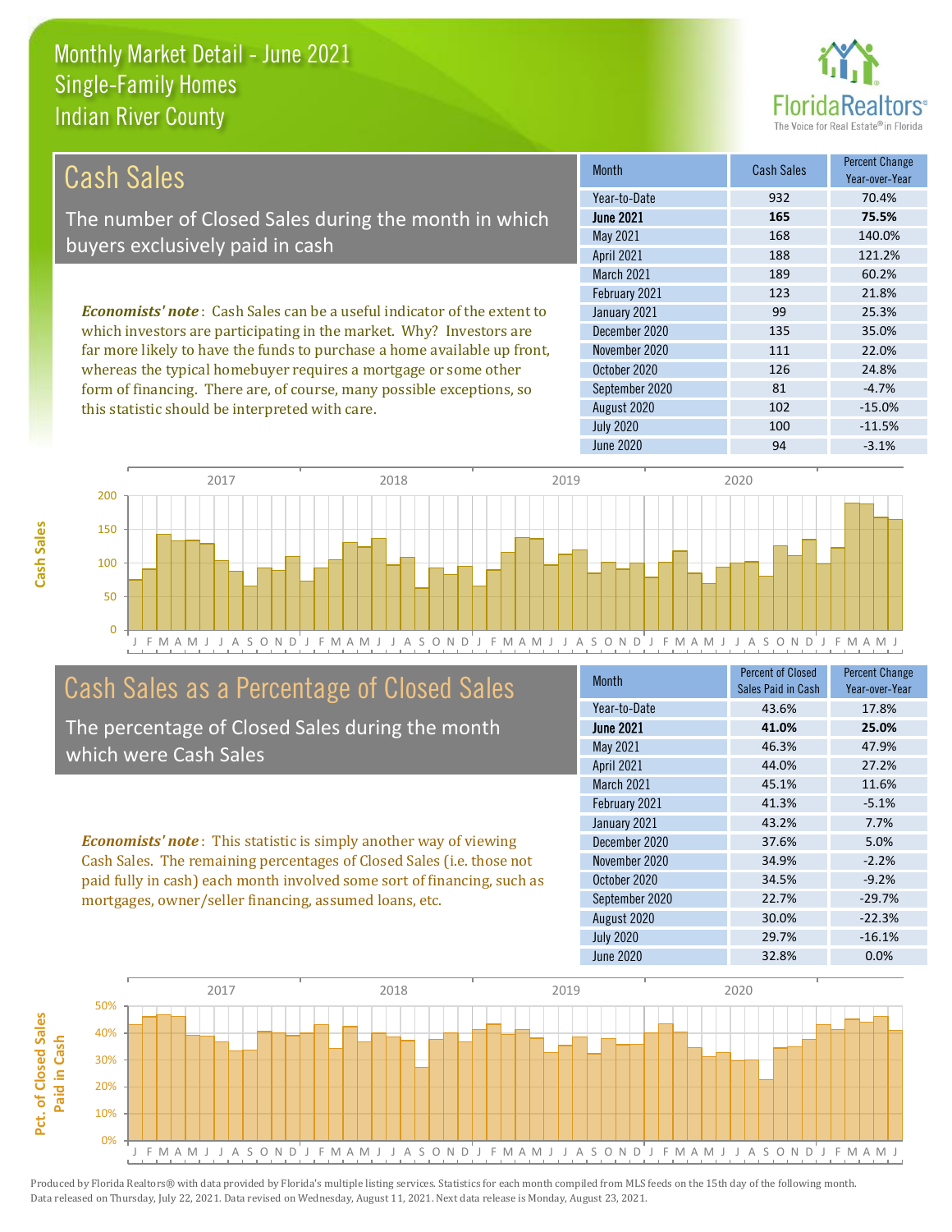# Monthly Market Detail - June 2021
## Single-Family Homes
## Indian River County

## Cash Sales

The number of Closed Sales during the month in which buyers exclusively paid in cash

*Economists' note*: Cash Sales can be a useful indicator of the extent to which investors are participating in the market. Why? Investors are far more likely to have the funds to purchase a home available up front, whereas the typical homebuyer requires a mortgage or some other form of financing. There are, of course, many possible exceptions, so this statistic should be interpreted with care.

| Month | Cash Sales | Percent Change Year-over-Year |
|---|---|---|
| Year-to-Date | 932 | 70.4% |
| **June 2021** | **165** | **75.5%** |
| May 2021 | 168 | 140.0% |
| April 2021 | 188 | 121.2% |
| March 2021 | 189 | 60.2% |
| February 2021 | 123 | 21.8% |
| January 2021 | 99 | 25.3% |
| December 2020 | 135 | 35.0% |
| November 2020 | 111 | 22.0% |
| October 2020 | 126 | 24.8% |
| September 2020 | 81 | -4.7% |
| August 2020 | 102 | -15.0% |
| July 2020 | 100 | -11.5% |
| June 2020 | 94 | -3.1% |

## Cash Sales as a Percentage of Closed Sales

The percentage of Closed Sales during the month which were Cash Sales

*Economists' note*: This statistic is simply another way of viewing Cash Sales. The remaining percentages of Closed Sales (i.e. those not paid fully in cash) each month involved some sort of financing, such as mortgages, owner/seller financing, assumed loans, etc.

| Month | Percent of Closed Sales Paid in Cash | Percent Change Year-over-Year |
|---|---|---|
| Year-to-Date | 43.6% | 17.8% |
| **June 2021** | **41.0%** | **25.0%** |
| May 2021 | 46.3% | 47.9% |
| April 2021 | 44.0% | 27.2% |
| March 2021 | 45.1% | 11.6% |
| February 2021 | 41.3% | -5.1% |
| January 2021 | 43.2% | 7.7% |
| December 2020 | 37.6% | 5.0% |
| November 2020 | 34.9% | -2.2% |
| October 2020 | 34.5% | -9.2% |
| September 2020 | 22.7% | -29.7% |
| August 2020 | 30.0% | -22.3% |
| July 2020 | 29.7% | -16.1% |
| June 2020 | 32.8% | 0.0% |

Produced by Florida Realtors® with data provided by Florida's multiple listing services. Statistics for each month compiled from MLS feeds on the 15th day of the following month. Data released on Thursday, July 22, 2021. Data revised on Wednesday, August 11, 2021. Next data release is Monday, August 23, 2021.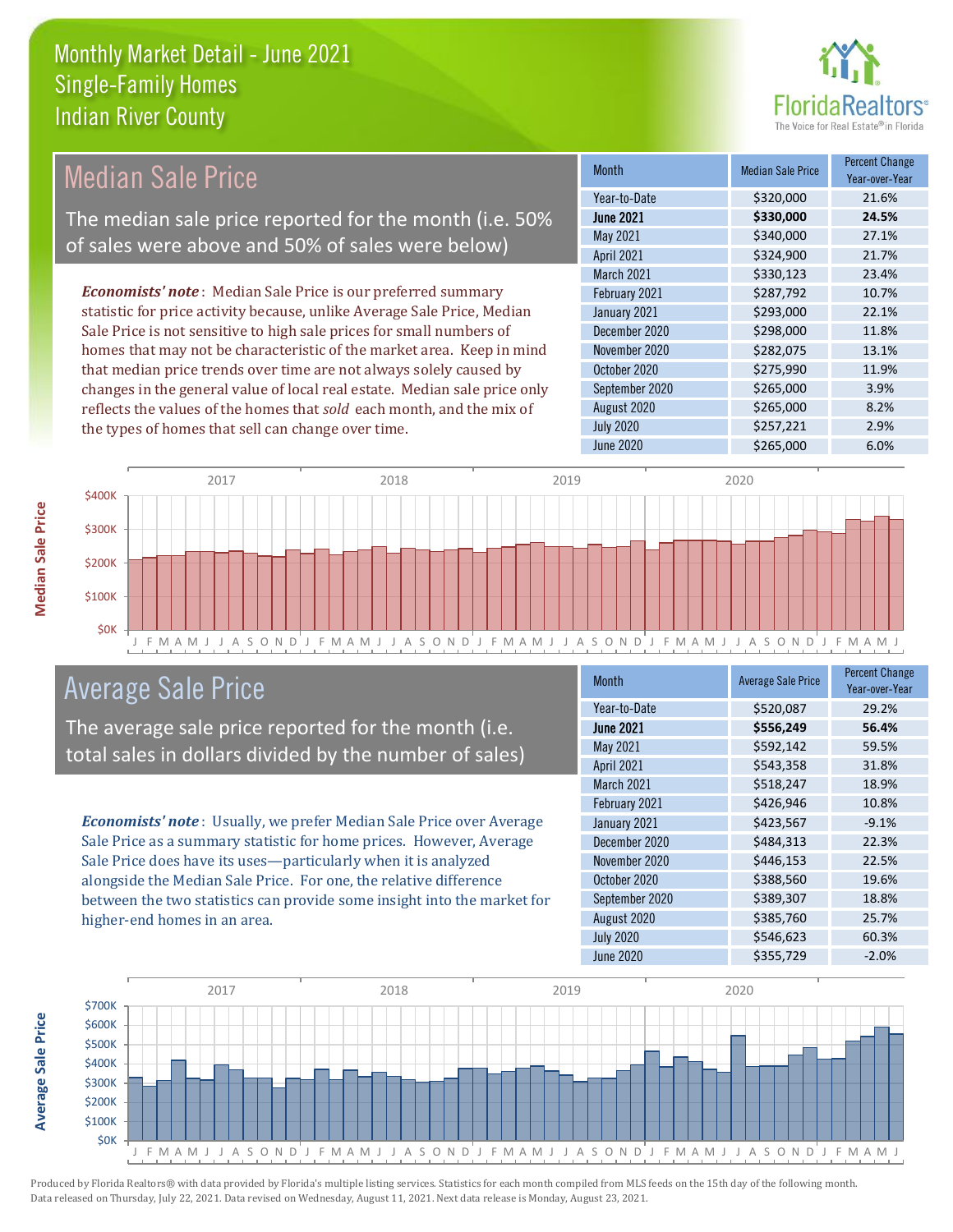# Monthly Market Detail - June 2021
## Single-Family Homes
## Indian River County

## Median Sale Price

The median sale price reported for the month (i.e. 50% of sales were above and 50% of sales were below)

***Economists' note***: Median Sale Price is our preferred summary statistic for price activity because, unlike Average Sale Price, Median Sale Price is not sensitive to high sale prices for small numbers of homes that may not be characteristic of the market area. Keep in mind that median price trends over time are not always solely caused by changes in the general value of local real estate. Median sale price only reflects the values of the homes that *sold* each month, and the mix of the types of homes that sell can change over time.

| Month | Median Sale Price | Percent Change Year-over-Year |
|---|---|---|
| Year-to-Date | $320,000 | 21.6% |
| **June 2021** | **$330,000** | **24.5%** |
| May 2021 | $340,000 | 27.1% |
| April 2021 | $324,900 | 21.7% |
| March 2021 | $330,123 | 23.4% |
| February 2021 | $287,792 | 10.7% |
| January 2021 | $293,000 | 22.1% |
| December 2020 | $298,000 | 11.8% |
| November 2020 | $282,075 | 13.1% |
| October 2020 | $275,990 | 11.9% |
| September 2020 | $265,000 | 3.9% |
| August 2020 | $265,000 | 8.2% |
| July 2020 | $257,221 | 2.9% |
| June 2020 | $265,000 | 6.0% |

## Average Sale Price

The average sale price reported for the month (i.e. total sales in dollars divided by the number of sales)

***Economists' note***: Usually, we prefer Median Sale Price over Average Sale Price as a summary statistic for home prices. However, Average Sale Price does have its uses—particularly when it is analyzed alongside the Median Sale Price. For one, the relative difference between the two statistics can provide some insight into the market for higher-end homes in an area.

| Month | Average Sale Price | Percent Change Year-over-Year |
|---|---|---|
| Year-to-Date | $520,087 | 29.2% |
| **June 2021** | **$556,249** | **56.4%** |
| May 2021 | $592,142 | 59.5% |
| April 2021 | $543,358 | 31.8% |
| March 2021 | $518,247 | 18.9% |
| February 2021 | $426,946 | 10.8% |
| January 2021 | $423,567 | -9.1% |
| December 2020 | $484,313 | 22.3% |
| November 2020 | $446,153 | 22.5% |
| October 2020 | $388,560 | 19.6% |
| September 2020 | $389,307 | 18.8% |
| August 2020 | $385,760 | 25.7% |
| July 2020 | $546,623 | 60.3% |
| June 2020 | $355,729 | -2.0% |

Produced by Florida Realtors® with data provided by Florida's multiple listing services. Statistics for each month compiled from MLS feeds on the 15th day of the following month. Data released on Thursday, July 22, 2021. Data revised on Wednesday, August 11, 2021. Next data release is Monday, August 23, 2021.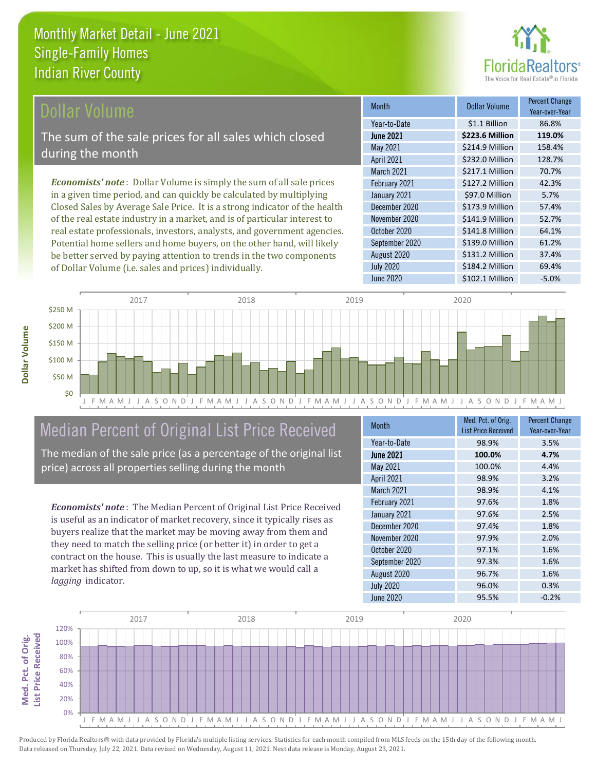# Monthly Market Detail - June 2021
## Single-Family Homes
## Indian River County

## Dollar Volume

The sum of the sale prices for all sales which closed during the month

***Economists' note***: Dollar Volume is simply the sum of all sale prices in a given time period, and can quickly be calculated by multiplying Closed Sales by Average Sale Price. It is a strong indicator of the health of the real estate industry in a market, and is of particular interest to real estate professionals, investors, analysts, and government agencies. Potential home sellers and home buyers, on the other hand, will likely be better served by paying attention to trends in the two components of Dollar Volume (i.e. sales and prices) individually.

| Month | Dollar Volume | Percent Change Year-over-Year |
|---|---|---|
| Year-to-Date | $1.1 Billion | 86.8% |
| **June 2021** | **$223.6 Million** | **119.0%** |
| May 2021 | $214.9 Million | 158.4% |
| April 2021 | $232.0 Million | 128.7% |
| March 2021 | $217.1 Million | 70.7% |
| February 2021 | $127.2 Million | 42.3% |
| January 2021 | $97.0 Million | 5.7% |
| December 2020 | $173.9 Million | 57.4% |
| November 2020 | $141.9 Million | 52.7% |
| October 2020 | $141.8 Million | 64.1% |
| September 2020 | $139.0 Million | 61.2% |
| August 2020 | $131.2 Million | 37.4% |
| July 2020 | $184.2 Million | 69.4% |
| June 2020 | $102.1 Million | -5.0% |

## Median Percent of Original List Price Received

The median of the sale price (as a percentage of the original list price) across all properties selling during the month

***Economists' note***: The Median Percent of Original List Price Received is useful as an indicator of market recovery, since it typically rises as buyers realize that the market may be moving away from them and they need to match the selling price (or better it) in order to get a contract on the house. This is usually the last measure to indicate a market has shifted from down to up, so it is what we would call a *lagging* indicator.

| Month | Med. Pct. of Orig. List Price Received | Percent Change Year-over-Year |
|---|---|---|
| Year-to-Date | 98.9% | 3.5% |
| **June 2021** | **100.0%** | **4.7%** |
| May 2021 | 100.0% | 4.4% |
| April 2021 | 98.9% | 3.2% |
| March 2021 | 98.9% | 4.1% |
| February 2021 | 97.6% | 1.8% |
| January 2021 | 97.6% | 2.5% |
| December 2020 | 97.4% | 1.8% |
| November 2020 | 97.9% | 2.0% |
| October 2020 | 97.1% | 1.6% |
| September 2020 | 97.3% | 1.6% |
| August 2020 | 96.7% | 1.6% |
| July 2020 | 96.0% | 0.3% |
| June 2020 | 95.5% | -0.2% |

Produced by Florida Realtors® with data provided by Florida's multiple listing services. Statistics for each month compiled from MLS feeds on the 15th day of the following month. Data released on Thursday, July 22, 2021. Data revised on Wednesday, August 11, 2021. Next data release is Monday, August 23, 2021.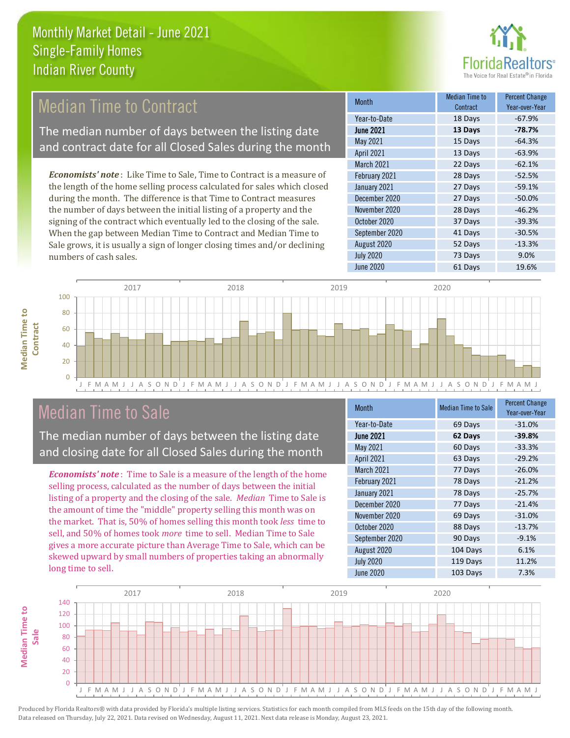# Monthly Market Detail - June 2021
## Single-Family Homes
## Indian River County

## Median Time to Contract

The median number of days between the listing date and contract date for all Closed Sales during the month

*Economists' note*: Like Time to Sale, Time to Contract is a measure of the length of the home selling process calculated for sales which closed during the month. The difference is that Time to Contract measures the number of days between the initial listing of a property and the signing of the contract which eventually led to the closing of the sale. When the gap between Median Time to Contract and Median Time to Sale grows, it is usually a sign of longer closing times and/or declining numbers of cash sales.

| Month | Median Time to Contract | Percent Change Year-over-Year |
|---|---|---|
| Year-to-Date | 18 Days | -67.9% |
| **June 2021** | **13 Days** | **-78.7%** |
| May 2021 | 15 Days | -64.3% |
| April 2021 | 13 Days | -63.9% |
| March 2021 | 22 Days | -62.1% |
| February 2021 | 28 Days | -52.5% |
| January 2021 | 27 Days | -59.1% |
| December 2020 | 27 Days | -50.0% |
| November 2020 | 28 Days | -46.2% |
| October 2020 | 37 Days | -39.3% |
| September 2020 | 41 Days | -30.5% |
| August 2020 | 52 Days | -13.3% |
| July 2020 | 73 Days | 9.0% |
| June 2020 | 61 Days | 19.6% |

## Median Time to Sale

The median number of days between the listing date and closing date for all Closed Sales during the month

*Economists' note*: Time to Sale is a measure of the length of the home selling process, calculated as the number of days between the initial listing of a property and the closing of the sale. *Median* Time to Sale is the amount of time the "middle" property selling this month was on the market. That is, 50% of homes selling this month took *less* time to sell, and 50% of homes took *more* time to sell. Median Time to Sale gives a more accurate picture than Average Time to Sale, which can be skewed upward by small numbers of properties taking an abnormally long time to sell.

| Month | Median Time to Sale | Percent Change Year-over-Year |
|---|---|---|
| Year-to-Date | 69 Days | -31.0% |
| **June 2021** | **62 Days** | **-39.8%** |
| May 2021 | 60 Days | -33.3% |
| April 2021 | 63 Days | -29.2% |
| March 2021 | 77 Days | -26.0% |
| February 2021 | 78 Days | -21.2% |
| January 2021 | 78 Days | -25.7% |
| December 2020 | 77 Days | -21.4% |
| November 2020 | 69 Days | -31.0% |
| October 2020 | 88 Days | -13.7% |
| September 2020 | 90 Days | -9.1% |
| August 2020 | 104 Days | 6.1% |
| July 2020 | 119 Days | 11.2% |
| June 2020 | 103 Days | 7.3% |

Produced by Florida Realtors® with data provided by Florida's multiple listing services. Statistics for each month compiled from MLS feeds on the 15th day of the following month. Data released on Thursday, July 22, 2021. Data revised on Wednesday, August 11, 2021. Next data release is Monday, August 23, 2021.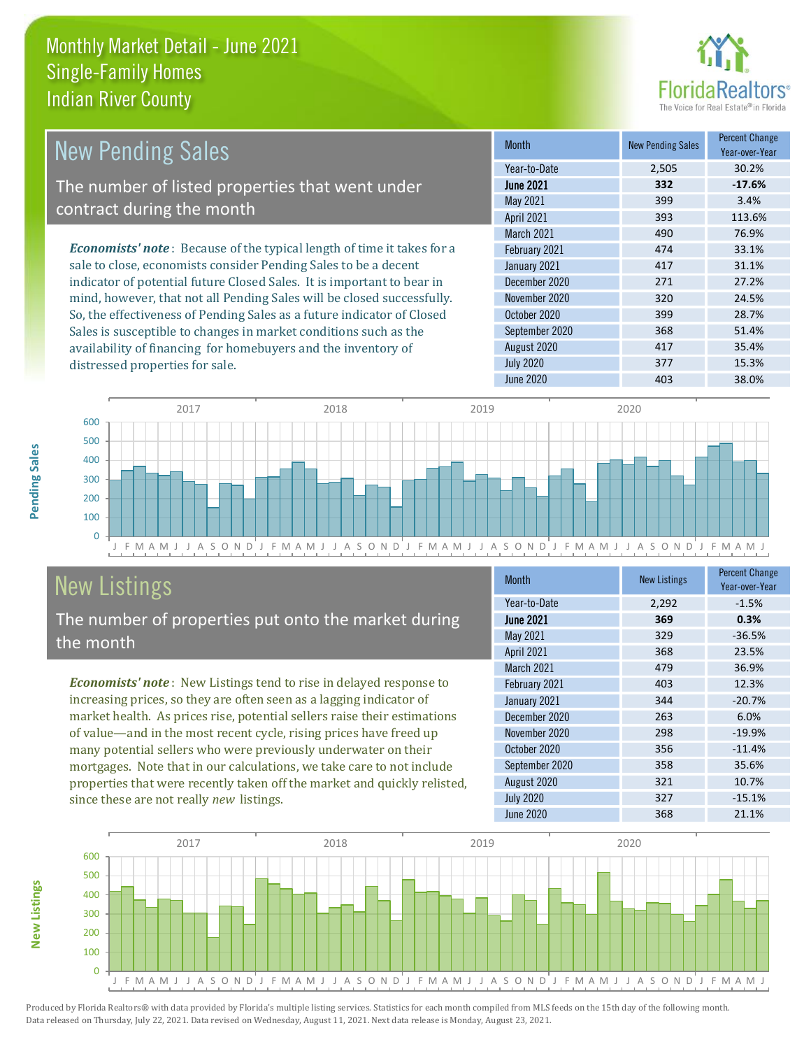# Monthly Market Detail - June 2021
## Single-Family Homes
## Indian River County

## New Pending Sales

The number of listed properties that went under contract during the month

*Economists' note*: Because of the typical length of time it takes for a sale to close, economists consider Pending Sales to be a decent indicator of potential future Closed Sales. It is important to bear in mind, however, that not all Pending Sales will be closed successfully. So, the effectiveness of Pending Sales as a future indicator of Closed Sales is susceptible to changes in market conditions such as the availability of financing for homebuyers and the inventory of distressed properties for sale.

| Month | New Pending Sales | Percent Change Year-over-Year |
|---|---|---|
| Year-to-Date | 2,505 | 30.2% |
| **June 2021** | **332** | **-17.6%** |
| May 2021 | 399 | 3.4% |
| April 2021 | 393 | 113.6% |
| March 2021 | 490 | 76.9% |
| February 2021 | 474 | 33.1% |
| January 2021 | 417 | 31.1% |
| December 2020 | 271 | 27.2% |
| November 2020 | 320 | 24.5% |
| October 2020 | 399 | 28.7% |
| September 2020 | 368 | 51.4% |
| August 2020 | 417 | 35.4% |
| July 2020 | 377 | 15.3% |
| June 2020 | 403 | 38.0% |

## New Listings

The number of properties put onto the market during the month

*Economists' note*: New Listings tend to rise in delayed response to increasing prices, so they are often seen as a lagging indicator of market health. As prices rise, potential sellers raise their estimations of value—and in the most recent cycle, rising prices have freed up many potential sellers who were previously underwater on their mortgages. Note that in our calculations, we take care to not include properties that were recently taken off the market and quickly relisted, since these are not really *new* listings.

| Month | New Listings | Percent Change Year-over-Year |
|---|---|---|
| Year-to-Date | 2,292 | -1.5% |
| **June 2021** | **369** | **0.3%** |
| May 2021 | 329 | -36.5% |
| April 2021 | 368 | 23.5% |
| March 2021 | 479 | 36.9% |
| February 2021 | 403 | 12.3% |
| January 2021 | 344 | -20.7% |
| December 2020 | 263 | 6.0% |
| November 2020 | 298 | -19.9% |
| October 2020 | 356 | -11.4% |
| September 2020 | 358 | 35.6% |
| August 2020 | 321 | 10.7% |
| July 2020 | 327 | -15.1% |
| June 2020 | 368 | 21.1% |

Produced by Florida Realtors® with data provided by Florida's multiple listing services. Statistics for each month compiled from MLS feeds on the 15th day of the following month. Data released on Thursday, July 22, 2021. Data revised on Wednesday, August 11, 2021. Next data release is Monday, August 23, 2021.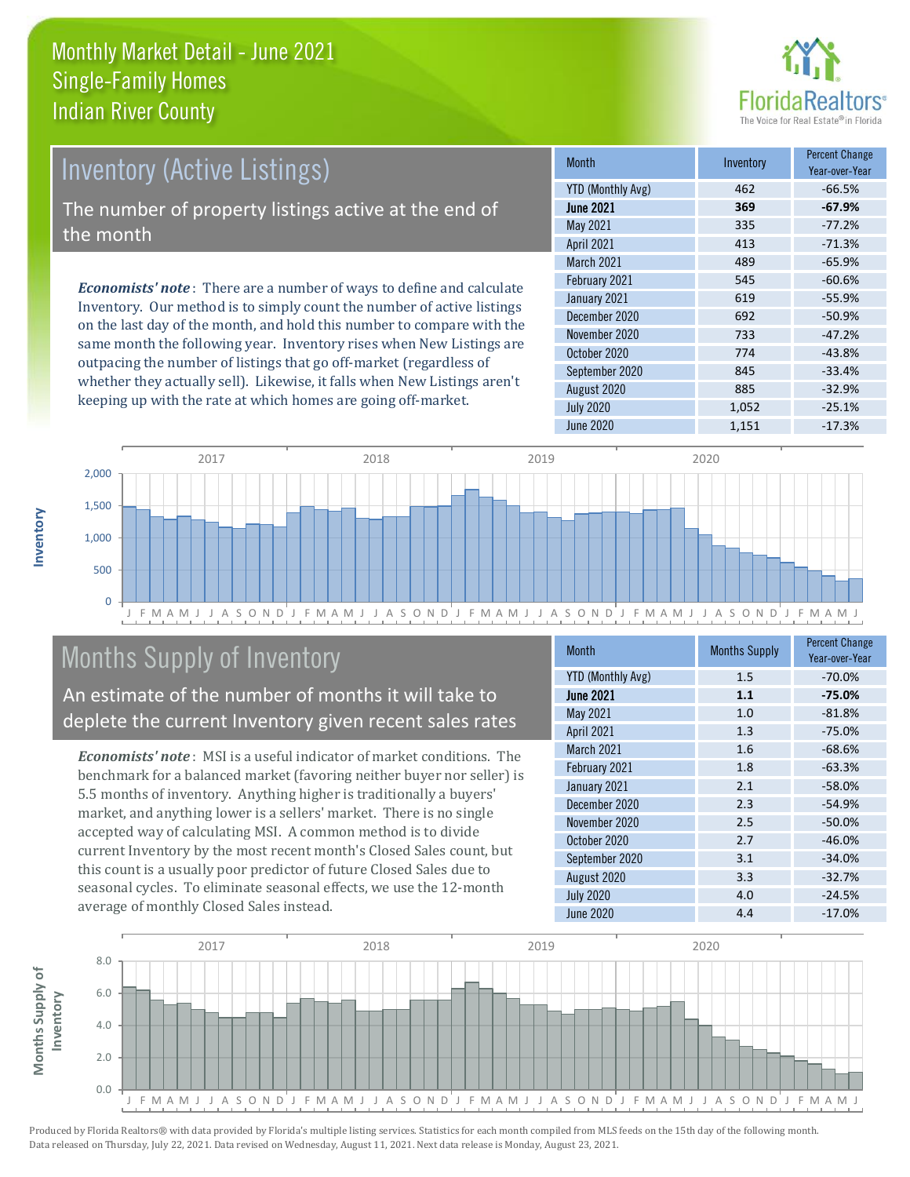# Monthly Market Detail - June 2021
## Single-Family Homes
## Indian River County

## Inventory (Active Listings)

The number of property listings active at the end of the month

***Economists' note***: There are a number of ways to define and calculate Inventory. Our method is to simply count the number of active listings on the last day of the month, and hold this number to compare with the same month the following year. Inventory rises when New Listings are outpacing the number of listings that go off-market (regardless of whether they actually sell). Likewise, it falls when New Listings aren't keeping up with the rate at which homes are going off-market.

| Month | Inventory | Percent Change Year-over-Year |
|---|---|---|
| YTD (Monthly Avg) | 462 | -66.5% |
| **June 2021** | **369** | **-67.9%** |
| May 2021 | 335 | -77.2% |
| April 2021 | 413 | -71.3% |
| March 2021 | 489 | -65.9% |
| February 2021 | 545 | -60.6% |
| January 2021 | 619 | -55.9% |
| December 2020 | 692 | -50.9% |
| November 2020 | 733 | -47.2% |
| October 2020 | 774 | -43.8% |
| September 2020 | 845 | -33.4% |
| August 2020 | 885 | -32.9% |
| July 2020 | 1,052 | -25.1% |
| June 2020 | 1,151 | -17.3% |

## Months Supply of Inventory

An estimate of the number of months it will take to deplete the current Inventory given recent sales rates

***Economists' note***: MSI is a useful indicator of market conditions. The benchmark for a balanced market (favoring neither buyer nor seller) is 5.5 months of inventory. Anything higher is traditionally a buyers' market, and anything lower is a sellers' market. There is no single accepted way of calculating MSI. A common method is to divide current Inventory by the most recent month's Closed Sales count, but this count is a usually poor predictor of future Closed Sales due to seasonal cycles. To eliminate seasonal effects, we use the 12-month average of monthly Closed Sales instead.

| Month | Months Supply | Percent Change Year-over-Year |
|---|---|---|
| YTD (Monthly Avg) | 1.5 | -70.0% |
| **June 2021** | **1.1** | **-75.0%** |
| May 2021 | 1.0 | -81.8% |
| April 2021 | 1.3 | -75.0% |
| March 2021 | 1.6 | -68.6% |
| February 2021 | 1.8 | -63.3% |
| January 2021 | 2.1 | -58.0% |
| December 2020 | 2.3 | -54.9% |
| November 2020 | 2.5 | -50.0% |
| October 2020 | 2.7 | -46.0% |
| September 2020 | 3.1 | -34.0% |
| August 2020 | 3.3 | -32.7% |
| July 2020 | 4.0 | -24.5% |
| June 2020 | 4.4 | -17.0% |

Produced by Florida Realtors® with data provided by Florida's multiple listing services. Statistics for each month compiled from MLS feeds on the 15th day of the following month. Data released on Thursday, July 22, 2021. Data revised on Wednesday, August 11, 2021. Next data release is Monday, August 23, 2021.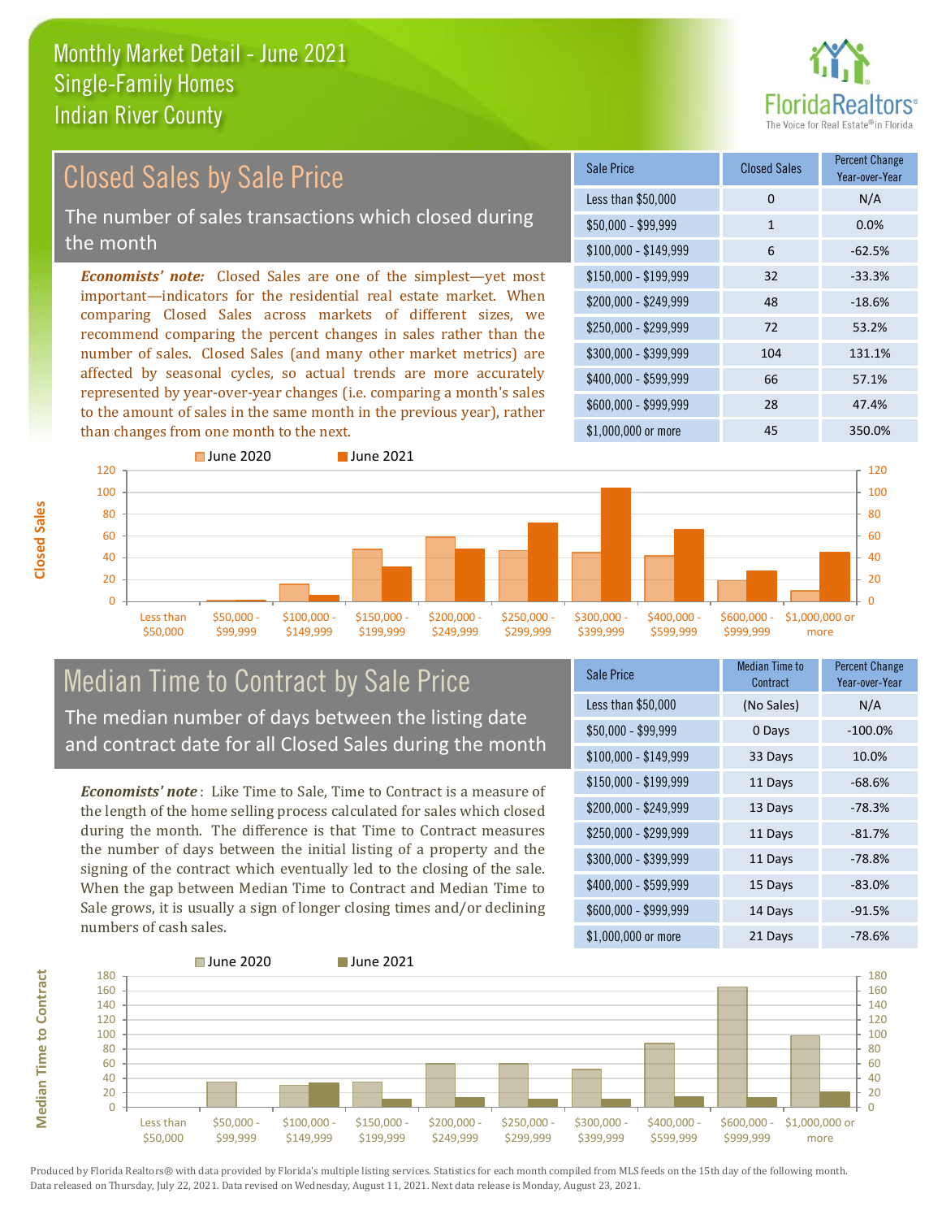# Monthly Market Detail - June 2021
## Single-Family Homes
## Indian River County

## Closed Sales by Sale Price

The number of sales transactions which closed during the month

*Economists' note:* Closed Sales are one of the simplest—yet most important—indicators for the residential real estate market. When comparing Closed Sales across markets of different sizes, we recommend comparing the percent changes in sales rather than the number of sales. Closed Sales (and many other market metrics) are affected by seasonal cycles, so actual trends are more accurately represented by year-over-year changes (i.e. comparing a month's sales to the amount of sales in the same month in the previous year), rather than changes from one month to the next.

| Sale Price | Closed Sales | Percent Change Year-over-Year |
|---|---|---|
| Less than $50,000 | 0 | N/A |
| $50,000 - $99,999 | 1 | 0.0% |
| $100,000 - $149,999 | 6 | -62.5% |
| $150,000 - $199,999 | 32 | -33.3% |
| $200,000 - $249,999 | 48 | -18.6% |
| $250,000 - $299,999 | 72 | 53.2% |
| $300,000 - $399,999 | 104 | 131.1% |
| $400,000 - $599,999 | 66 | 57.1% |
| $600,000 - $999,999 | 28 | 47.4% |
| $1,000,000 or more | 45 | 350.0% |

## Median Time to Contract by Sale Price

The median number of days between the listing date and contract date for all Closed Sales during the month

*Economists' note*: Like Time to Sale, Time to Contract is a measure of the length of the home selling process calculated for sales which closed during the month. The difference is that Time to Contract measures the number of days between the initial listing of a property and the signing of the contract which eventually led to the closing of the sale. When the gap between Median Time to Contract and Median Time to Sale grows, it is usually a sign of longer closing times and/or declining numbers of cash sales.

| Sale Price | Median Time to Contract | Percent Change Year-over-Year |
|---|---|---|
| Less than $50,000 | (No Sales) | N/A |
| $50,000 - $99,999 | 0 Days | -100.0% |
| $100,000 - $149,999 | 33 Days | 10.0% |
| $150,000 - $199,999 | 11 Days | -68.6% |
| $200,000 - $249,999 | 13 Days | -78.3% |
| $250,000 - $299,999 | 11 Days | -81.7% |
| $300,000 - $399,999 | 11 Days | -78.8% |
| $400,000 - $599,999 | 15 Days | -83.0% |
| $600,000 - $999,999 | 14 Days | -91.5% |
| $1,000,000 or more | 21 Days | -78.6% |

Produced by Florida Realtors® with data provided by Florida's multiple listing services. Statistics for each month compiled from MLS feeds on the 15th day of the following month. Data released on Thursday, July 22, 2021. Data revised on Wednesday, August 11, 2021. Next data release is Monday, August 23, 2021.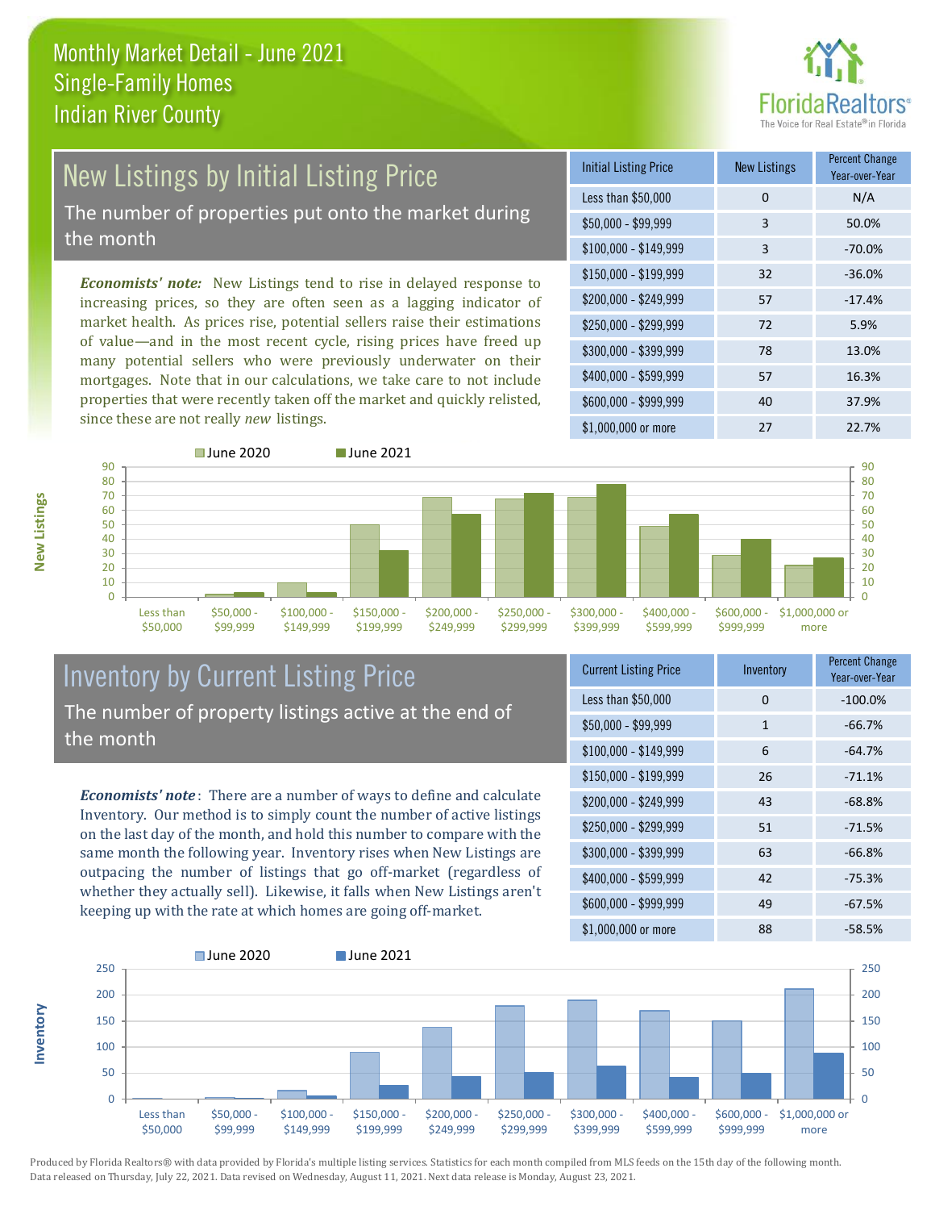# Monthly Market Detail - June 2021
## Single-Family Homes
## Indian River County

## New Listings by Initial Listing Price

The number of properties put onto the market during the month

*Economists' note:* New Listings tend to rise in delayed response to increasing prices, so they are often seen as a lagging indicator of market health. As prices rise, potential sellers raise their estimations of value—and in the most recent cycle, rising prices have freed up many potential sellers who were previously underwater on their mortgages. Note that in our calculations, we take care to not include properties that were recently taken off the market and quickly relisted, since these are not really *new* listings.

| Initial Listing Price | New Listings | Percent Change Year-over-Year |
|---|---|---|
| Less than $50,000 | 0 | N/A |
| $50,000 - $99,999 | 3 | 50.0% |
| $100,000 - $149,999 | 3 | -70.0% |
| $150,000 - $199,999 | 32 | -36.0% |
| $200,000 - $249,999 | 57 | -17.4% |
| $250,000 - $299,999 | 72 | 5.9% |
| $300,000 - $399,999 | 78 | 13.0% |
| $400,000 - $599,999 | 57 | 16.3% |
| $600,000 - $999,999 | 40 | 37.9% |
| $1,000,000 or more | 27 | 22.7% |

## Inventory by Current Listing Price

The number of property listings active at the end of the month

*Economists' note:* There are a number of ways to define and calculate Inventory. Our method is to simply count the number of active listings on the last day of the month, and hold this number to compare with the same month the following year. Inventory rises when New Listings are outpacing the number of listings that go off-market (regardless of whether they actually sell). Likewise, it falls when New Listings aren't keeping up with the rate at which homes are going off-market.

| Current Listing Price | Inventory | Percent Change Year-over-Year |
|---|---|---|
| Less than $50,000 | 0 | -100.0% |
| $50,000 - $99,999 | 1 | -66.7% |
| $100,000 - $149,999 | 6 | -64.7% |
| $150,000 - $199,999 | 26 | -71.1% |
| $200,000 - $249,999 | 43 | -68.8% |
| $250,000 - $299,999 | 51 | -71.5% |
| $300,000 - $399,999 | 63 | -66.8% |
| $400,000 - $599,999 | 42 | -75.3% |
| $600,000 - $999,999 | 49 | -67.5% |
| $1,000,000 or more | 88 | -58.5% |

Produced by Florida Realtors® with data provided by Florida's multiple listing services. Statistics for each month compiled from MLS feeds on the 15th day of the following month. Data released on Thursday, July 22, 2021. Data revised on Wednesday, August 11, 2021. Next data release is Monday, August 23, 2021.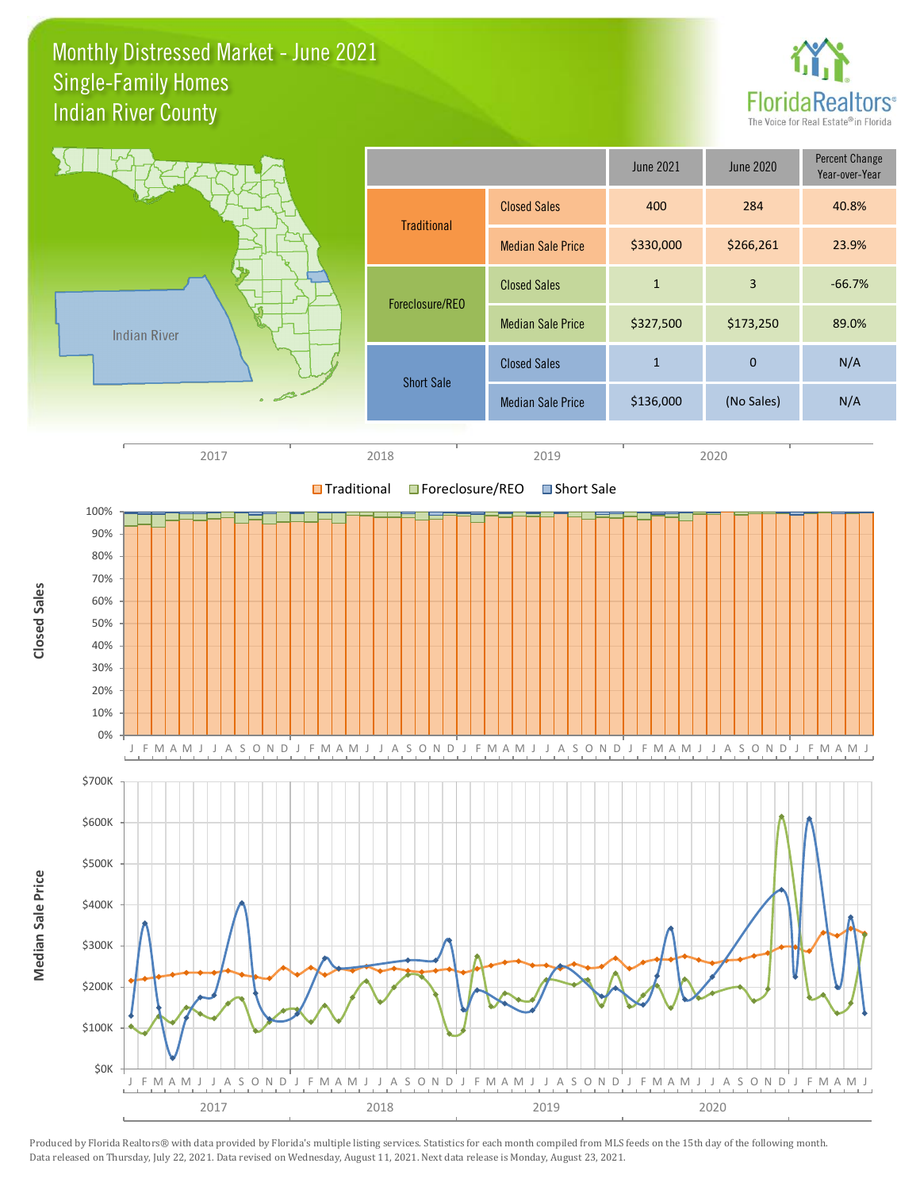# Monthly Distressed Market - June 2021
## Single-Family Homes
## Indian River County

FloridaRealtors®
The Voice for Real Estate® in Florida

Indian River

| | | June 2021 | June 2020 | Percent Change Year-over-Year |
|---|---|---|---|---|
| Traditional | Closed Sales | 400 | 284 | 40.8% |
| | Median Sale Price | $330,000 | $266,261 | 23.9% |
| Foreclosure/REO | Closed Sales | 1 | 3 | -66.7% |
| | Median Sale Price | $327,500 | $173,250 | 89.0% |
| Short Sale | Closed Sales | 1 | 0 | N/A |
| | Median Sale Price | $136,000 | (No Sales) | N/A |

2017 2018 2019 2020

Traditional Foreclosure/REO Short Sale

Closed Sales

100% 90% 80% 70% 60% 50% 40% 30% 20% 10% 0%

J F M A M J J A S O N D J F M A M J J A S O N D J F M A M J J A S O N D J F M A M J J A S O N D J F M A M J

Median Sale Price

$700K $600K $500K $400K $300K $200K $100K $0K

J F M A M J J A S O N D J F M A M J J A S O N D J F M A M J J A S O N D J F M A M J J A S O N D J F M A M J

2017 2018 2019 2020

Produced by Florida Realtors® with data provided by Florida's multiple listing services. Statistics for each month compiled from MLS feeds on the 15th day of the following month. Data released on Thursday, July 22, 2021. Data revised on Wednesday, August 11, 2021. Next data release is Monday, August 23, 2021.